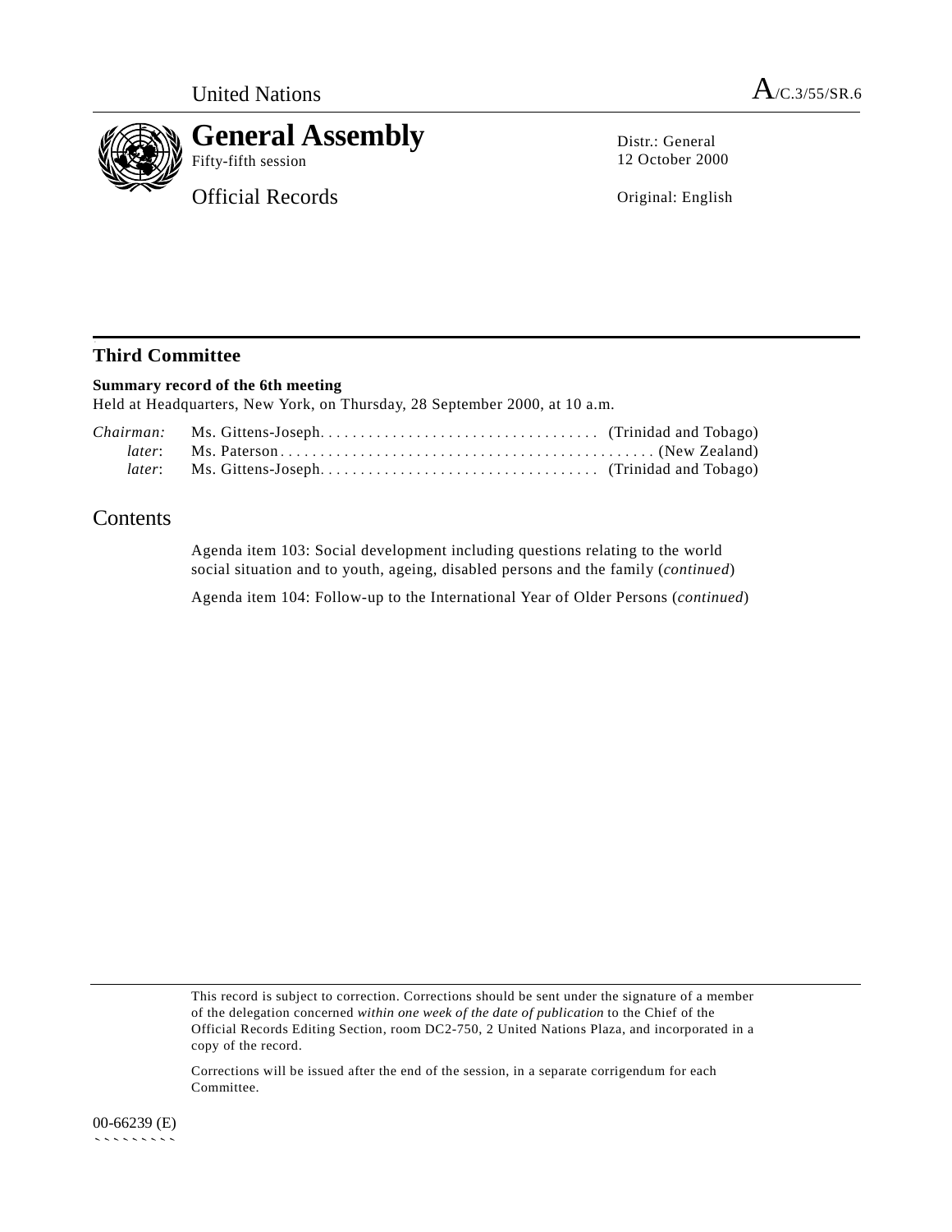United Nations A/C.3/55/SR.6

# General Assembly

Fifty-fifth session

Official Records

Distr.: General
12 October 2000

Original: English

## Third Committee

**Summary record of the 6th meeting**

Held at Headquarters, New York, on Thursday, 28 September 2000, at 10 a.m.

*Chairman:* Ms. Gittens-Joseph . . . . . . . . . . . . . . . . . . . . . . . . . . . . . . . . . . . (Trinidad and Tobago)
*later*: Ms. Paterson . . . . . . . . . . . . . . . . . . . . . . . . . . . . . . . . . . . . . . . . . . . . . . (New Zealand)
*later*: Ms. Gittens-Joseph . . . . . . . . . . . . . . . . . . . . . . . . . . . . . . . . . . . (Trinidad and Tobago)

## Contents

Agenda item 103: Social development including questions relating to the world social situation and to youth, ageing, disabled persons and the family (*continued*)

Agenda item 104: Follow-up to the International Year of Older Persons (*continued*)

This record is subject to correction. Corrections should be sent under the signature of a member of the delegation concerned *within one week of the date of publication* to the Chief of the Official Records Editing Section, room DC2-750, 2 United Nations Plaza, and incorporated in a copy of the record.

Corrections will be issued after the end of the session, in a separate corrigendum for each Committee.

00-66239 (E)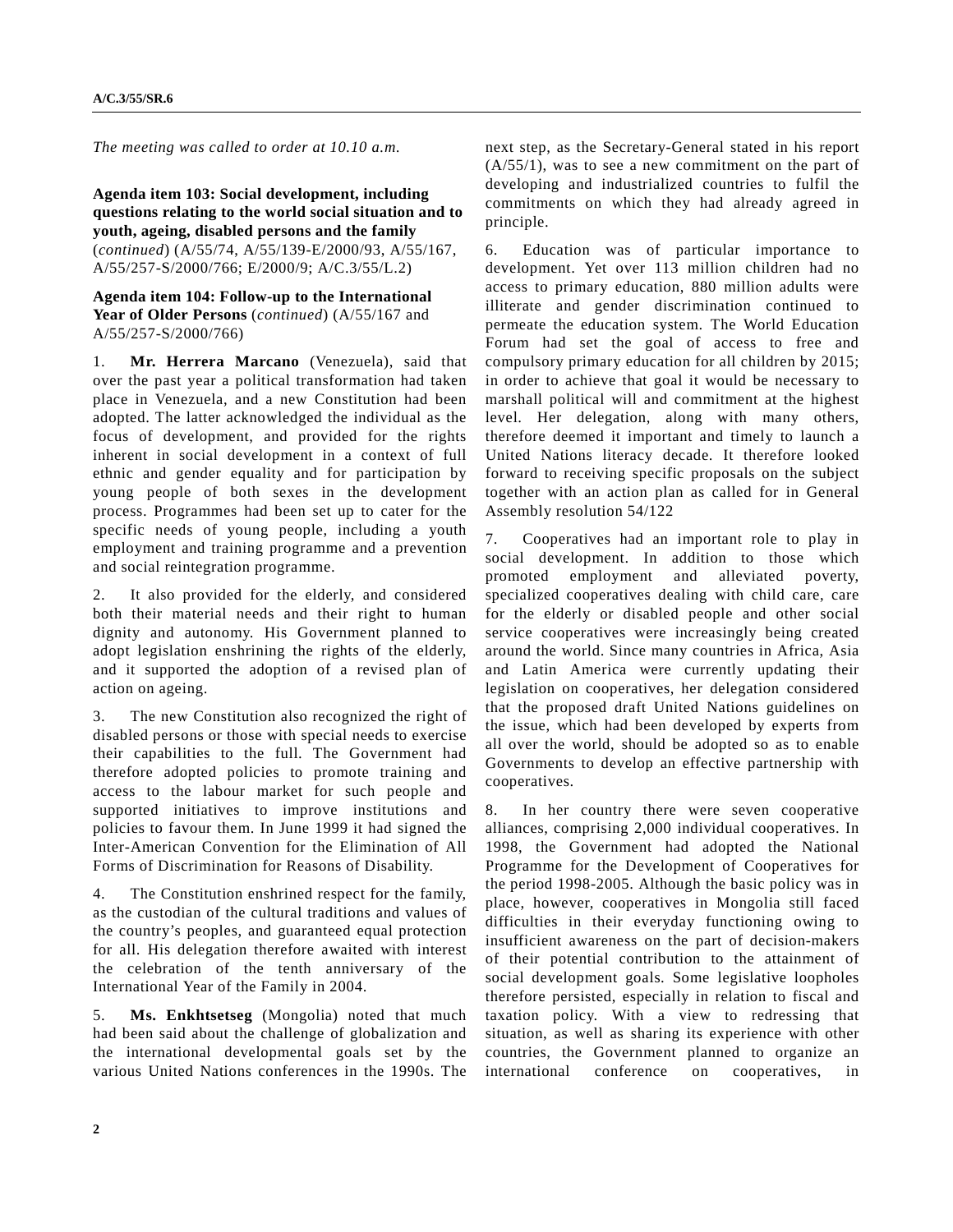*The meeting was called to order at 10.10 a.m.*

**Agenda item 103: Social development, including questions relating to the world social situation and to youth, ageing, disabled persons and the family** (*continued*) (A/55/74, A/55/139-E/2000/93, A/55/167, A/55/257-S/2000/766; E/2000/9; A/C.3/55/L.2)

**Agenda item 104: Follow-up to the International Year of Older Persons** (*continued*) (A/55/167 and A/55/257-S/2000/766)

1. **Mr. Herrera Marcano** (Venezuela), said that over the past year a political transformation had taken place in Venezuela, and a new Constitution had been adopted. The latter acknowledged the individual as the focus of development, and provided for the rights inherent in social development in a context of full ethnic and gender equality and for participation by young people of both sexes in the development process. Programmes had been set up to cater for the specific needs of young people, including a youth employment and training programme and a prevention and social reintegration programme.

2. It also provided for the elderly, and considered both their material needs and their right to human dignity and autonomy. His Government planned to adopt legislation enshrining the rights of the elderly, and it supported the adoption of a revised plan of action on ageing.

3. The new Constitution also recognized the right of disabled persons or those with special needs to exercise their capabilities to the full. The Government had therefore adopted policies to promote training and access to the labour market for such people and supported initiatives to improve institutions and policies to favour them. In June 1999 it had signed the Inter-American Convention for the Elimination of All Forms of Discrimination for Reasons of Disability.

4. The Constitution enshrined respect for the family, as the custodian of the cultural traditions and values of the country's peoples, and guaranteed equal protection for all. His delegation therefore awaited with interest the celebration of the tenth anniversary of the International Year of the Family in 2004.

5. **Ms. Enkhtsetseg** (Mongolia) noted that much had been said about the challenge of globalization and the international developmental goals set by the various United Nations conferences in the 1990s. The next step, as the Secretary-General stated in his report (A/55/1), was to see a new commitment on the part of developing and industrialized countries to fulfil the commitments on which they had already agreed in principle.

6. Education was of particular importance to development. Yet over 113 million children had no access to primary education, 880 million adults were illiterate and gender discrimination continued to permeate the education system. The World Education Forum had set the goal of access to free and compulsory primary education for all children by 2015; in order to achieve that goal it would be necessary to marshall political will and commitment at the highest level. Her delegation, along with many others, therefore deemed it important and timely to launch a United Nations literacy decade. It therefore looked forward to receiving specific proposals on the subject together with an action plan as called for in General Assembly resolution 54/122

7. Cooperatives had an important role to play in social development. In addition to those which promoted employment and alleviated poverty, specialized cooperatives dealing with child care, care for the elderly or disabled people and other social service cooperatives were increasingly being created around the world. Since many countries in Africa, Asia and Latin America were currently updating their legislation on cooperatives, her delegation considered that the proposed draft United Nations guidelines on the issue, which had been developed by experts from all over the world, should be adopted so as to enable Governments to develop an effective partnership with cooperatives.

8. In her country there were seven cooperative alliances, comprising 2,000 individual cooperatives. In 1998, the Government had adopted the National Programme for the Development of Cooperatives for the period 1998-2005. Although the basic policy was in place, however, cooperatives in Mongolia still faced difficulties in their everyday functioning owing to insufficient awareness on the part of decision-makers of their potential contribution to the attainment of social development goals. Some legislative loopholes therefore persisted, especially in relation to fiscal and taxation policy. With a view to redressing that situation, as well as sharing its experience with other countries, the Government planned to organize an international conference on cooperatives, in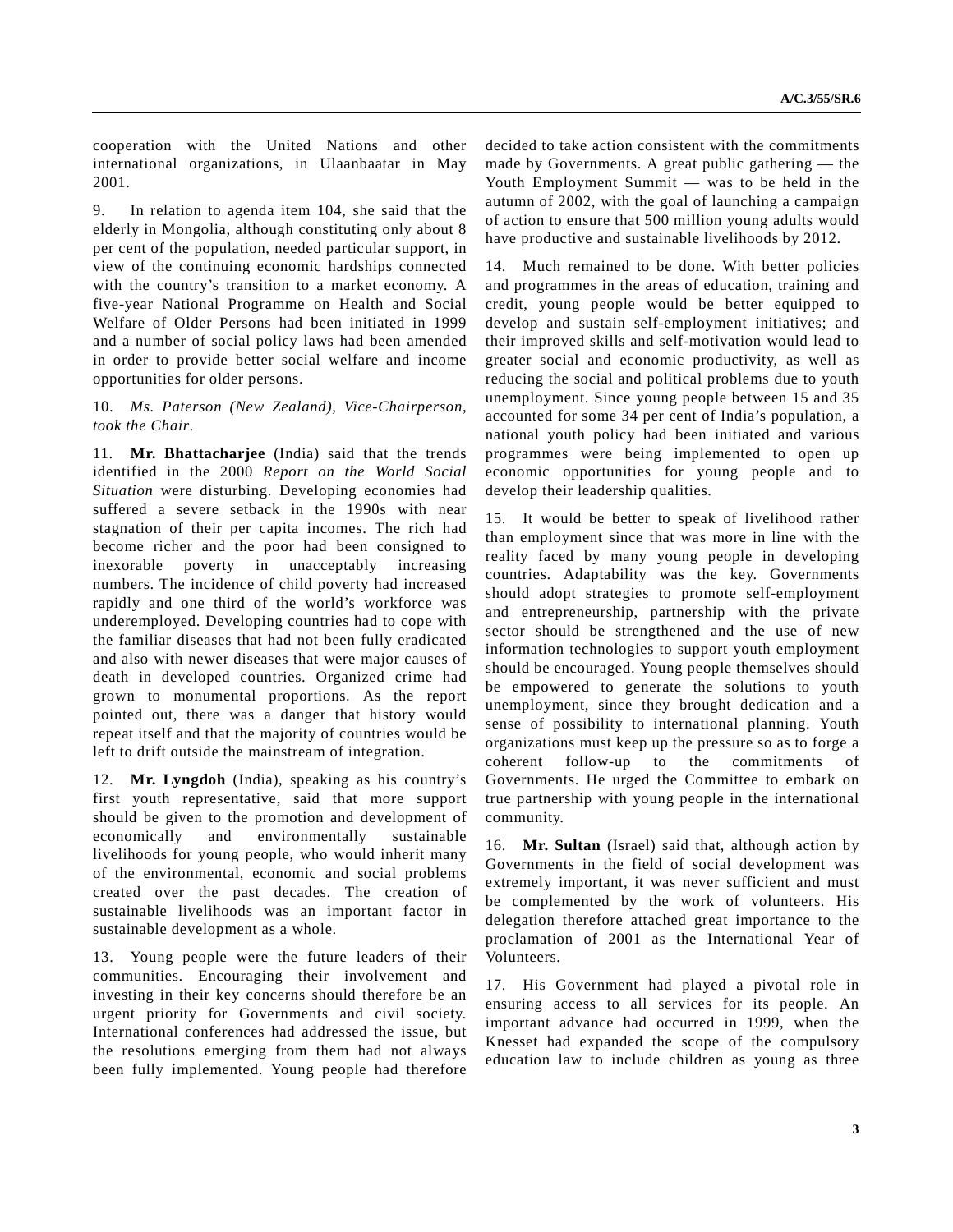cooperation with the United Nations and other international organizations, in Ulaanbaatar in May 2001.

9. In relation to agenda item 104, she said that the elderly in Mongolia, although constituting only about 8 per cent of the population, needed particular support, in view of the continuing economic hardships connected with the country's transition to a market economy. A five-year National Programme on Health and Social Welfare of Older Persons had been initiated in 1999 and a number of social policy laws had been amended in order to provide better social welfare and income opportunities for older persons.

10. *Ms. Paterson (New Zealand), Vice-Chairperson, took the Chair.*

11. **Mr. Bhattacharjee** (India) said that the trends identified in the 2000 *Report on the World Social Situation* were disturbing. Developing economies had suffered a severe setback in the 1990s with near stagnation of their per capita incomes. The rich had become richer and the poor had been consigned to inexorable poverty in unacceptably increasing numbers. The incidence of child poverty had increased rapidly and one third of the world's workforce was underemployed. Developing countries had to cope with the familiar diseases that had not been fully eradicated and also with newer diseases that were major causes of death in developed countries. Organized crime had grown to monumental proportions. As the report pointed out, there was a danger that history would repeat itself and that the majority of countries would be left to drift outside the mainstream of integration.

12. **Mr. Lyngdoh** (India), speaking as his country's first youth representative, said that more support should be given to the promotion and development of economically and environmentally sustainable livelihoods for young people, who would inherit many of the environmental, economic and social problems created over the past decades. The creation of sustainable livelihoods was an important factor in sustainable development as a whole.

13. Young people were the future leaders of their communities. Encouraging their involvement and investing in their key concerns should therefore be an urgent priority for Governments and civil society. International conferences had addressed the issue, but the resolutions emerging from them had not always been fully implemented. Young people had therefore decided to take action consistent with the commitments made by Governments. A great public gathering — the Youth Employment Summit — was to be held in the autumn of 2002, with the goal of launching a campaign of action to ensure that 500 million young adults would have productive and sustainable livelihoods by 2012.

14. Much remained to be done. With better policies and programmes in the areas of education, training and credit, young people would be better equipped to develop and sustain self-employment initiatives; and their improved skills and self-motivation would lead to greater social and economic productivity, as well as reducing the social and political problems due to youth unemployment. Since young people between 15 and 35 accounted for some 34 per cent of India's population, a national youth policy had been initiated and various programmes were being implemented to open up economic opportunities for young people and to develop their leadership qualities.

15. It would be better to speak of livelihood rather than employment since that was more in line with the reality faced by many young people in developing countries. Adaptability was the key. Governments should adopt strategies to promote self-employment and entrepreneurship, partnership with the private sector should be strengthened and the use of new information technologies to support youth employment should be encouraged. Young people themselves should be empowered to generate the solutions to youth unemployment, since they brought dedication and a sense of possibility to international planning. Youth organizations must keep up the pressure so as to forge a coherent follow-up to the commitments of Governments. He urged the Committee to embark on true partnership with young people in the international community.

16. **Mr. Sultan** (Israel) said that, although action by Governments in the field of social development was extremely important, it was never sufficient and must be complemented by the work of volunteers. His delegation therefore attached great importance to the proclamation of 2001 as the International Year of Volunteers.

17. His Government had played a pivotal role in ensuring access to all services for its people. An important advance had occurred in 1999, when the Knesset had expanded the scope of the compulsory education law to include children as young as three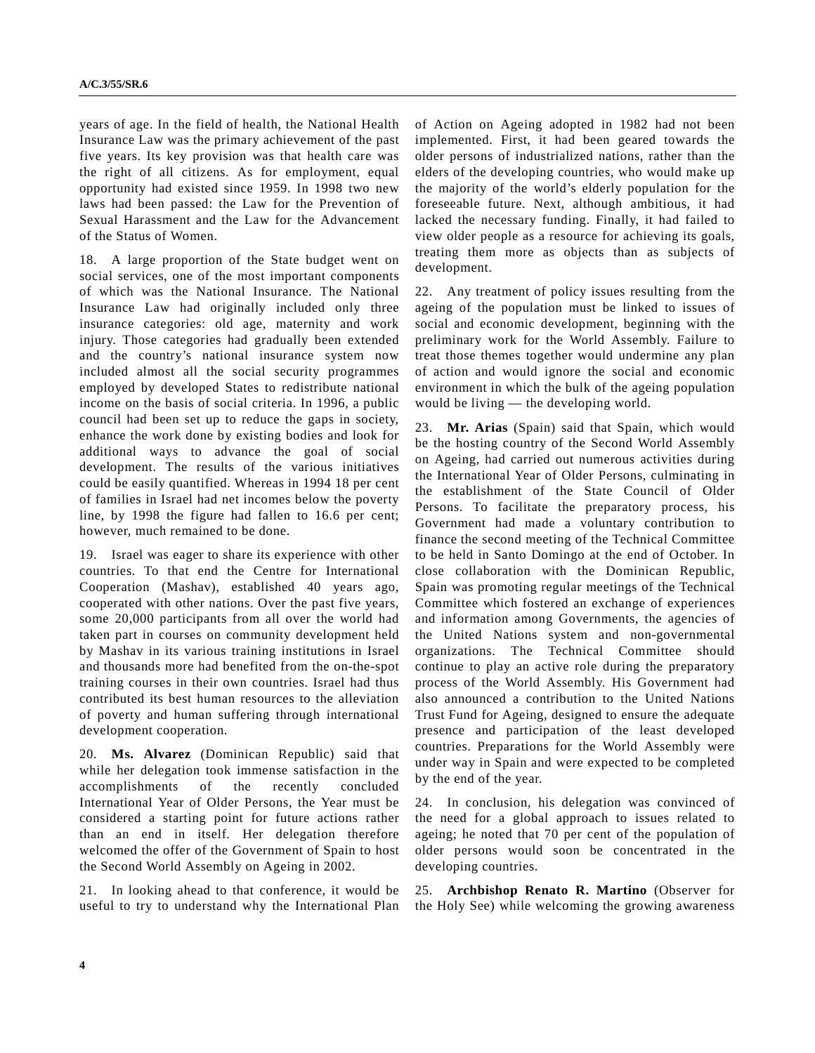years of age. In the field of health, the National Health Insurance Law was the primary achievement of the past five years. Its key provision was that health care was the right of all citizens. As for employment, equal opportunity had existed since 1959. In 1998 two new laws had been passed: the Law for the Prevention of Sexual Harassment and the Law for the Advancement of the Status of Women.

18. A large proportion of the State budget went on social services, one of the most important components of which was the National Insurance. The National Insurance Law had originally included only three insurance categories: old age, maternity and work injury. Those categories had gradually been extended and the country's national insurance system now included almost all the social security programmes employed by developed States to redistribute national income on the basis of social criteria. In 1996, a public council had been set up to reduce the gaps in society, enhance the work done by existing bodies and look for additional ways to advance the goal of social development. The results of the various initiatives could be easily quantified. Whereas in 1994 18 per cent of families in Israel had net incomes below the poverty line, by 1998 the figure had fallen to 16.6 per cent; however, much remained to be done.

19. Israel was eager to share its experience with other countries. To that end the Centre for International Cooperation (Mashav), established 40 years ago, cooperated with other nations. Over the past five years, some 20,000 participants from all over the world had taken part in courses on community development held by Mashav in its various training institutions in Israel and thousands more had benefited from the on-the-spot training courses in their own countries. Israel had thus contributed its best human resources to the alleviation of poverty and human suffering through international development cooperation.

20. **Ms. Alvarez** (Dominican Republic) said that while her delegation took immense satisfaction in the accomplishments of the recently concluded International Year of Older Persons, the Year must be considered a starting point for future actions rather than an end in itself. Her delegation therefore welcomed the offer of the Government of Spain to host the Second World Assembly on Ageing in 2002.

21. In looking ahead to that conference, it would be useful to try to understand why the International Plan of Action on Ageing adopted in 1982 had not been implemented. First, it had been geared towards the older persons of industrialized nations, rather than the elders of the developing countries, who would make up the majority of the world's elderly population for the foreseeable future. Next, although ambitious, it had lacked the necessary funding. Finally, it had failed to view older people as a resource for achieving its goals, treating them more as objects than as subjects of development.

22. Any treatment of policy issues resulting from the ageing of the population must be linked to issues of social and economic development, beginning with the preliminary work for the World Assembly. Failure to treat those themes together would undermine any plan of action and would ignore the social and economic environment in which the bulk of the ageing population would be living — the developing world.

23. **Mr. Arias** (Spain) said that Spain, which would be the hosting country of the Second World Assembly on Ageing, had carried out numerous activities during the International Year of Older Persons, culminating in the establishment of the State Council of Older Persons. To facilitate the preparatory process, his Government had made a voluntary contribution to finance the second meeting of the Technical Committee to be held in Santo Domingo at the end of October. In close collaboration with the Dominican Republic, Spain was promoting regular meetings of the Technical Committee which fostered an exchange of experiences and information among Governments, the agencies of the United Nations system and non-governmental organizations. The Technical Committee should continue to play an active role during the preparatory process of the World Assembly. His Government had also announced a contribution to the United Nations Trust Fund for Ageing, designed to ensure the adequate presence and participation of the least developed countries. Preparations for the World Assembly were under way in Spain and were expected to be completed by the end of the year.

24. In conclusion, his delegation was convinced of the need for a global approach to issues related to ageing; he noted that 70 per cent of the population of older persons would soon be concentrated in the developing countries.

25. **Archbishop Renato R. Martino** (Observer for the Holy See) while welcoming the growing awareness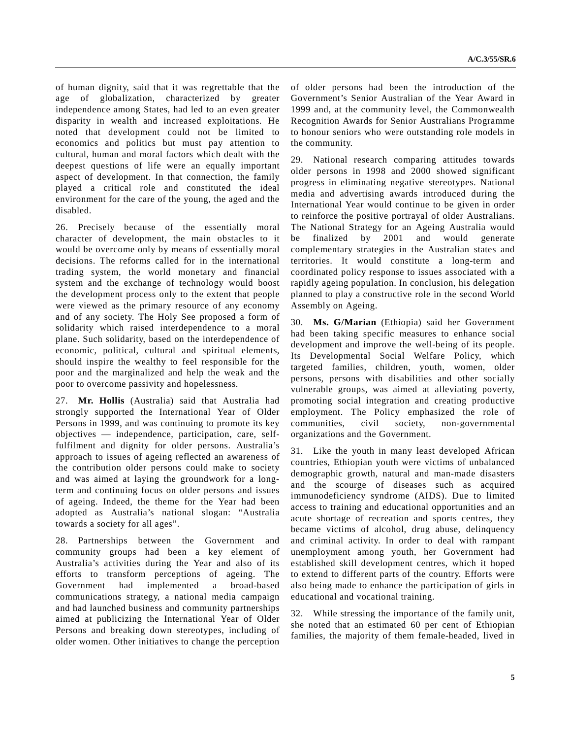of human dignity, said that it was regrettable that the age of globalization, characterized by greater independence among States, had led to an even greater disparity in wealth and increased exploitations. He noted that development could not be limited to economics and politics but must pay attention to cultural, human and moral factors which dealt with the deepest questions of life were an equally important aspect of development. In that connection, the family played a critical role and constituted the ideal environment for the care of the young, the aged and the disabled.

26. Precisely because of the essentially moral character of development, the main obstacles to it would be overcome only by means of essentially moral decisions. The reforms called for in the international trading system, the world monetary and financial system and the exchange of technology would boost the development process only to the extent that people were viewed as the primary resource of any economy and of any society. The Holy See proposed a form of solidarity which raised interdependence to a moral plane. Such solidarity, based on the interdependence of economic, political, cultural and spiritual elements, should inspire the wealthy to feel responsible for the poor and the marginalized and help the weak and the poor to overcome passivity and hopelessness.

27. **Mr. Hollis** (Australia) said that Australia had strongly supported the International Year of Older Persons in 1999, and was continuing to promote its key objectives — independence, participation, care, self-fulfilment and dignity for older persons. Australia's approach to issues of ageing reflected an awareness of the contribution older persons could make to society and was aimed at laying the groundwork for a long-term and continuing focus on older persons and issues of ageing. Indeed, the theme for the Year had been adopted as Australia's national slogan: "Australia towards a society for all ages".

28. Partnerships between the Government and community groups had been a key element of Australia's activities during the Year and also of its efforts to transform perceptions of ageing. The Government had implemented a broad-based communications strategy, a national media campaign and had launched business and community partnerships aimed at publicizing the International Year of Older Persons and breaking down stereotypes, including of older women. Other initiatives to change the perception of older persons had been the introduction of the Government's Senior Australian of the Year Award in 1999 and, at the community level, the Commonwealth Recognition Awards for Senior Australians Programme to honour seniors who were outstanding role models in the community.

29. National research comparing attitudes towards older persons in 1998 and 2000 showed significant progress in eliminating negative stereotypes. National media and advertising awards introduced during the International Year would continue to be given in order to reinforce the positive portrayal of older Australians. The National Strategy for an Ageing Australia would be finalized by 2001 and would generate complementary strategies in the Australian states and territories. It would constitute a long-term and coordinated policy response to issues associated with a rapidly ageing population. In conclusion, his delegation planned to play a constructive role in the second World Assembly on Ageing.

30. **Ms. G/Marian** (Ethiopia) said her Government had been taking specific measures to enhance social development and improve the well-being of its people. Its Developmental Social Welfare Policy, which targeted families, children, youth, women, older persons, persons with disabilities and other socially vulnerable groups, was aimed at alleviating poverty, promoting social integration and creating productive employment. The Policy emphasized the role of communities, civil society, non-governmental organizations and the Government.

31. Like the youth in many least developed African countries, Ethiopian youth were victims of unbalanced demographic growth, natural and man-made disasters and the scourge of diseases such as acquired immunodeficiency syndrome (AIDS). Due to limited access to training and educational opportunities and an acute shortage of recreation and sports centres, they became victims of alcohol, drug abuse, delinquency and criminal activity. In order to deal with rampant unemployment among youth, her Government had established skill development centres, which it hoped to extend to different parts of the country. Efforts were also being made to enhance the participation of girls in educational and vocational training.

32. While stressing the importance of the family unit, she noted that an estimated 60 per cent of Ethiopian families, the majority of them female-headed, lived in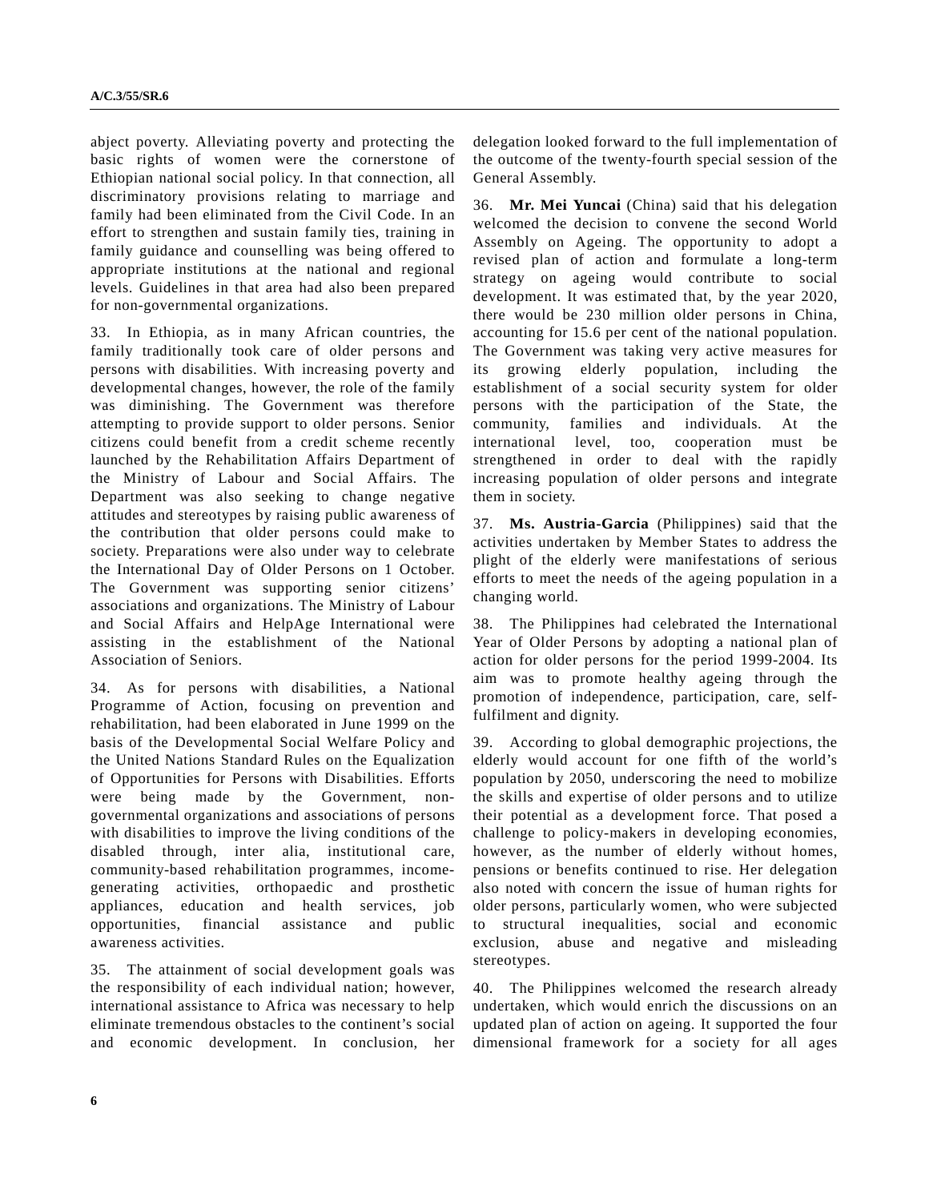abject poverty. Alleviating poverty and protecting the basic rights of women were the cornerstone of Ethiopian national social policy. In that connection, all discriminatory provisions relating to marriage and family had been eliminated from the Civil Code. In an effort to strengthen and sustain family ties, training in family guidance and counselling was being offered to appropriate institutions at the national and regional levels. Guidelines in that area had also been prepared for non-governmental organizations.

33. In Ethiopia, as in many African countries, the family traditionally took care of older persons and persons with disabilities. With increasing poverty and developmental changes, however, the role of the family was diminishing. The Government was therefore attempting to provide support to older persons. Senior citizens could benefit from a credit scheme recently launched by the Rehabilitation Affairs Department of the Ministry of Labour and Social Affairs. The Department was also seeking to change negative attitudes and stereotypes by raising public awareness of the contribution that older persons could make to society. Preparations were also under way to celebrate the International Day of Older Persons on 1 October. The Government was supporting senior citizens' associations and organizations. The Ministry of Labour and Social Affairs and HelpAge International were assisting in the establishment of the National Association of Seniors.

34. As for persons with disabilities, a National Programme of Action, focusing on prevention and rehabilitation, had been elaborated in June 1999 on the basis of the Developmental Social Welfare Policy and the United Nations Standard Rules on the Equalization of Opportunities for Persons with Disabilities. Efforts were being made by the Government, non-governmental organizations and associations of persons with disabilities to improve the living conditions of the disabled through, inter alia, institutional care, community-based rehabilitation programmes, income-generating activities, orthopaedic and prosthetic appliances, education and health services, job opportunities, financial assistance and public awareness activities.

35. The attainment of social development goals was the responsibility of each individual nation; however, international assistance to Africa was necessary to help eliminate tremendous obstacles to the continent's social and economic development. In conclusion, her delegation looked forward to the full implementation of the outcome of the twenty-fourth special session of the General Assembly.

36. **Mr. Mei Yuncai** (China) said that his delegation welcomed the decision to convene the second World Assembly on Ageing. The opportunity to adopt a revised plan of action and formulate a long-term strategy on ageing would contribute to social development. It was estimated that, by the year 2020, there would be 230 million older persons in China, accounting for 15.6 per cent of the national population. The Government was taking very active measures for its growing elderly population, including the establishment of a social security system for older persons with the participation of the State, the community, families and individuals. At the international level, too, cooperation must be strengthened in order to deal with the rapidly increasing population of older persons and integrate them in society.

37. **Ms. Austria-Garcia** (Philippines) said that the activities undertaken by Member States to address the plight of the elderly were manifestations of serious efforts to meet the needs of the ageing population in a changing world.

38. The Philippines had celebrated the International Year of Older Persons by adopting a national plan of action for older persons for the period 1999-2004. Its aim was to promote healthy ageing through the promotion of independence, participation, care, self-fulfilment and dignity.

39. According to global demographic projections, the elderly would account for one fifth of the world's population by 2050, underscoring the need to mobilize the skills and expertise of older persons and to utilize their potential as a development force. That posed a challenge to policy-makers in developing economies, however, as the number of elderly without homes, pensions or benefits continued to rise. Her delegation also noted with concern the issue of human rights for older persons, particularly women, who were subjected to structural inequalities, social and economic exclusion, abuse and negative and misleading stereotypes.

40. The Philippines welcomed the research already undertaken, which would enrich the discussions on an updated plan of action on ageing. It supported the four dimensional framework for a society for all ages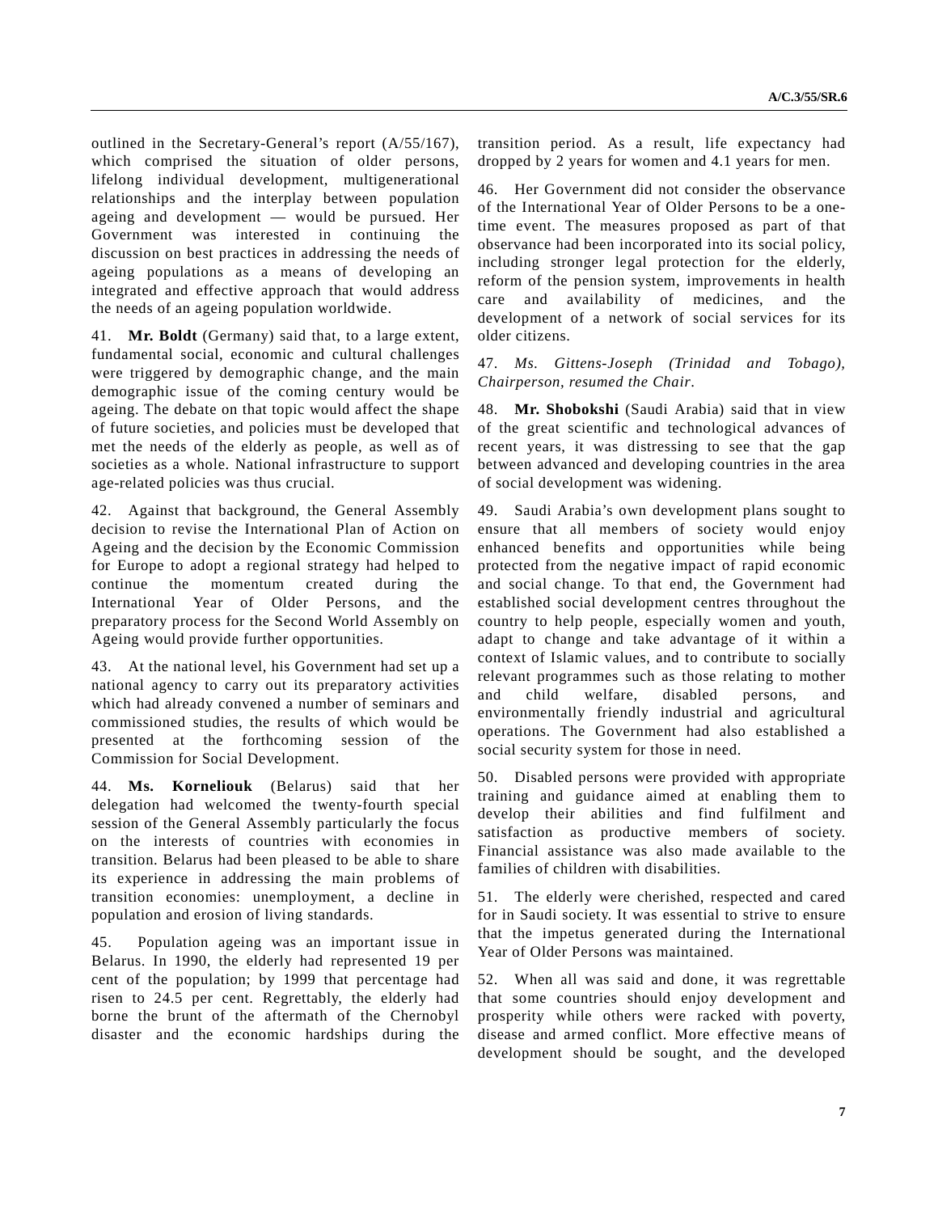outlined in the Secretary-General's report (A/55/167), which comprised the situation of older persons, lifelong individual development, multigenerational relationships and the interplay between population ageing and development — would be pursued. Her Government was interested in continuing the discussion on best practices in addressing the needs of ageing populations as a means of developing an integrated and effective approach that would address the needs of an ageing population worldwide.

41. **Mr. Boldt** (Germany) said that, to a large extent, fundamental social, economic and cultural challenges were triggered by demographic change, and the main demographic issue of the coming century would be ageing. The debate on that topic would affect the shape of future societies, and policies must be developed that met the needs of the elderly as people, as well as of societies as a whole. National infrastructure to support age-related policies was thus crucial.

42. Against that background, the General Assembly decision to revise the International Plan of Action on Ageing and the decision by the Economic Commission for Europe to adopt a regional strategy had helped to continue the momentum created during the International Year of Older Persons, and the preparatory process for the Second World Assembly on Ageing would provide further opportunities.

43. At the national level, his Government had set up a national agency to carry out its preparatory activities which had already convened a number of seminars and commissioned studies, the results of which would be presented at the forthcoming session of the Commission for Social Development.

44. **Ms. Korneliouk** (Belarus) said that her delegation had welcomed the twenty-fourth special session of the General Assembly particularly the focus on the interests of countries with economies in transition. Belarus had been pleased to be able to share its experience in addressing the main problems of transition economies: unemployment, a decline in population and erosion of living standards.

45. Population ageing was an important issue in Belarus. In 1990, the elderly had represented 19 per cent of the population; by 1999 that percentage had risen to 24.5 per cent. Regrettably, the elderly had borne the brunt of the aftermath of the Chernobyl disaster and the economic hardships during the transition period. As a result, life expectancy had dropped by 2 years for women and 4.1 years for men.

46. Her Government did not consider the observance of the International Year of Older Persons to be a one-time event. The measures proposed as part of that observance had been incorporated into its social policy, including stronger legal protection for the elderly, reform of the pension system, improvements in health care and availability of medicines, and the development of a network of social services for its older citizens.

47. *Ms. Gittens-Joseph (Trinidad and Tobago), Chairperson, resumed the Chair.*

48. **Mr. Shobokshi** (Saudi Arabia) said that in view of the great scientific and technological advances of recent years, it was distressing to see that the gap between advanced and developing countries in the area of social development was widening.

49. Saudi Arabia's own development plans sought to ensure that all members of society would enjoy enhanced benefits and opportunities while being protected from the negative impact of rapid economic and social change. To that end, the Government had established social development centres throughout the country to help people, especially women and youth, adapt to change and take advantage of it within a context of Islamic values, and to contribute to socially relevant programmes such as those relating to mother and child welfare, disabled persons, and environmentally friendly industrial and agricultural operations. The Government had also established a social security system for those in need.

50. Disabled persons were provided with appropriate training and guidance aimed at enabling them to develop their abilities and find fulfilment and satisfaction as productive members of society. Financial assistance was also made available to the families of children with disabilities.

51. The elderly were cherished, respected and cared for in Saudi society. It was essential to strive to ensure that the impetus generated during the International Year of Older Persons was maintained.

52. When all was said and done, it was regrettable that some countries should enjoy development and prosperity while others were racked with poverty, disease and armed conflict. More effective means of development should be sought, and the developed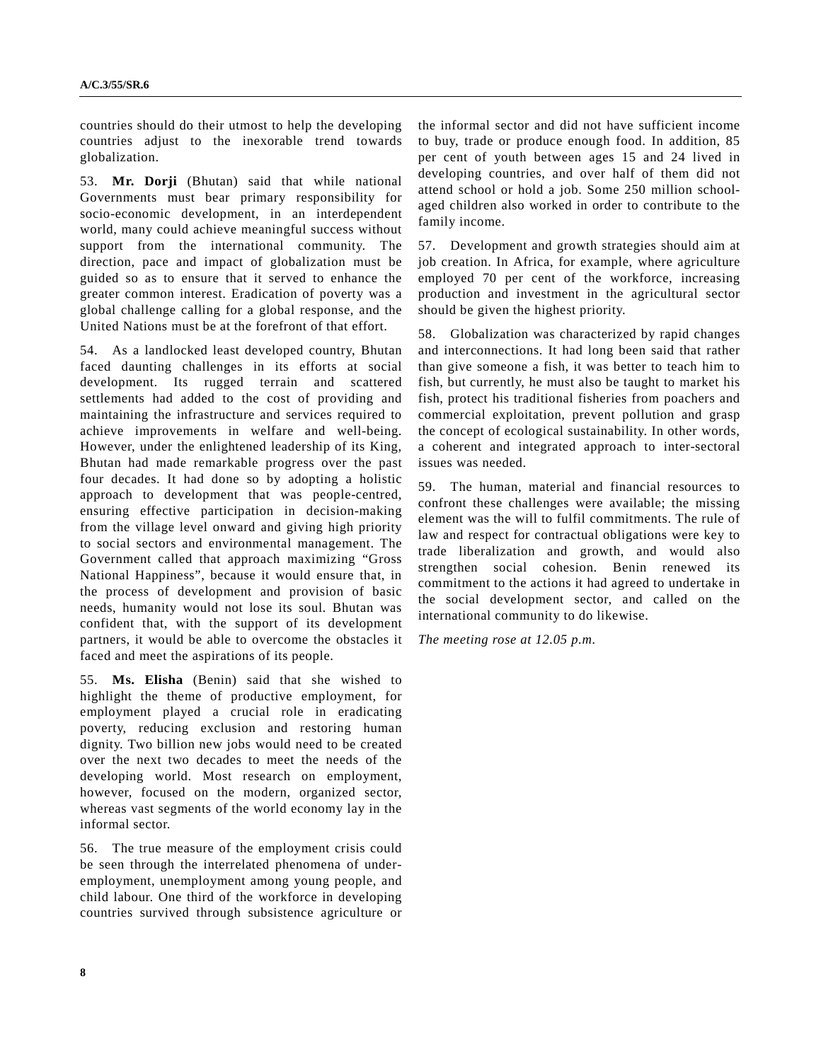countries should do their utmost to help the developing countries adjust to the inexorable trend towards globalization.

53. **Mr. Dorji** (Bhutan) said that while national Governments must bear primary responsibility for socio-economic development, in an interdependent world, many could achieve meaningful success without support from the international community. The direction, pace and impact of globalization must be guided so as to ensure that it served to enhance the greater common interest. Eradication of poverty was a global challenge calling for a global response, and the United Nations must be at the forefront of that effort.

54. As a landlocked least developed country, Bhutan faced daunting challenges in its efforts at social development. Its rugged terrain and scattered settlements had added to the cost of providing and maintaining the infrastructure and services required to achieve improvements in welfare and well-being. However, under the enlightened leadership of its King, Bhutan had made remarkable progress over the past four decades. It had done so by adopting a holistic approach to development that was people-centred, ensuring effective participation in decision-making from the village level onward and giving high priority to social sectors and environmental management. The Government called that approach maximizing "Gross National Happiness", because it would ensure that, in the process of development and provision of basic needs, humanity would not lose its soul. Bhutan was confident that, with the support of its development partners, it would be able to overcome the obstacles it faced and meet the aspirations of its people.

55. **Ms. Elisha** (Benin) said that she wished to highlight the theme of productive employment, for employment played a crucial role in eradicating poverty, reducing exclusion and restoring human dignity. Two billion new jobs would need to be created over the next two decades to meet the needs of the developing world. Most research on employment, however, focused on the modern, organized sector, whereas vast segments of the world economy lay in the informal sector.

56. The true measure of the employment crisis could be seen through the interrelated phenomena of under-employment, unemployment among young people, and child labour. One third of the workforce in developing countries survived through subsistence agriculture or the informal sector and did not have sufficient income to buy, trade or produce enough food. In addition, 85 per cent of youth between ages 15 and 24 lived in developing countries, and over half of them did not attend school or hold a job. Some 250 million school-aged children also worked in order to contribute to the family income.

57. Development and growth strategies should aim at job creation. In Africa, for example, where agriculture employed 70 per cent of the workforce, increasing production and investment in the agricultural sector should be given the highest priority.

58. Globalization was characterized by rapid changes and interconnections. It had long been said that rather than give someone a fish, it was better to teach him to fish, but currently, he must also be taught to market his fish, protect his traditional fisheries from poachers and commercial exploitation, prevent pollution and grasp the concept of ecological sustainability. In other words, a coherent and integrated approach to inter-sectoral issues was needed.

59. The human, material and financial resources to confront these challenges were available; the missing element was the will to fulfil commitments. The rule of law and respect for contractual obligations were key to trade liberalization and growth, and would also strengthen social cohesion. Benin renewed its commitment to the actions it had agreed to undertake in the social development sector, and called on the international community to do likewise.

*The meeting rose at 12.05 p.m.*